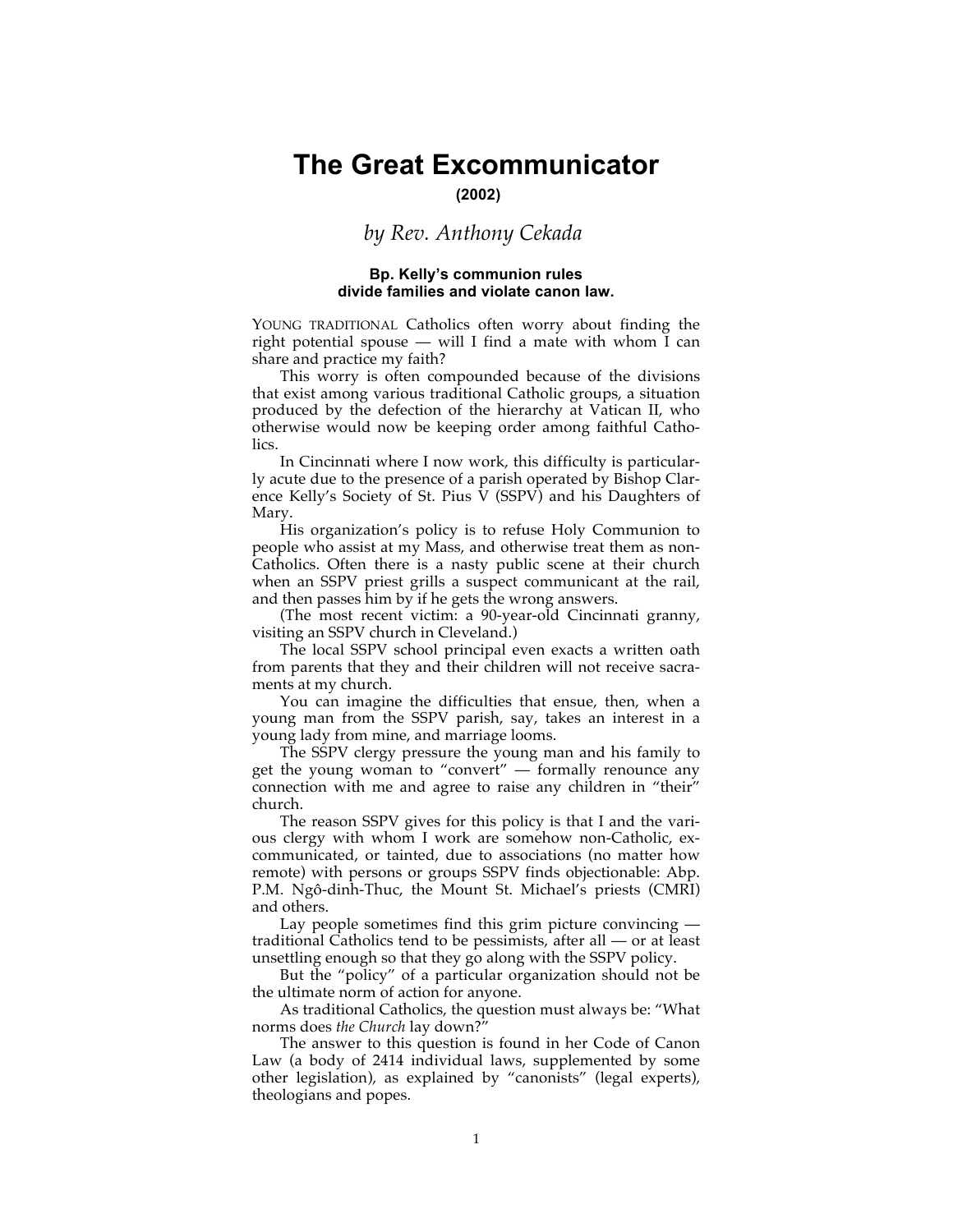# The Great Excommunicator

**(2002)**

*by Rev. Anthony Cekada*

**Bp. Kelly's communion rules divide families and violate canon law.**

YOUNG TRADITIONAL Catholics often worry about finding the right potential spouse — will I find a mate with whom I can share and practice my faith?

This worry is often compounded because of the divisions that exist among various traditional Catholic groups, a situation produced by the defection of the hierarchy at Vatican II, who otherwise would now be keeping order among faithful Catholics.

In Cincinnati where I now work, this difficulty is particularly acute due to the presence of a parish operated by Bishop Clarence Kelly's Society of St. Pius V (SSPV) and his Daughters of Mary.

His organization's policy is to refuse Holy Communion to people who assist at my Mass, and otherwise treat them as non-Catholics. Often there is a nasty public scene at their church when an SSPV priest grills a suspect communicant at the rail, and then passes him by if he gets the wrong answers.

(The most recent victim: a 90-year-old Cincinnati granny, visiting an SSPV church in Cleveland.)

The local SSPV school principal even exacts a written oath from parents that they and their children will not receive sacraments at my church.

You can imagine the difficulties that ensue, then, when a young man from the SSPV parish, say, takes an interest in a young lady from mine, and marriage looms.

The SSPV clergy pressure the young man and his family to get the young woman to "convert" — formally renounce any connection with me and agree to raise any children in "their" church.

The reason SSPV gives for this policy is that I and the various clergy with whom I work are somehow non-Catholic, excommunicated, or tainted, due to associations (no matter how remote) with persons or groups SSPV finds objectionable: Abp. P.M. Ngô-dinh-Thuc, the Mount St. Michael's priests (CMRI) and others.

Lay people sometimes find this grim picture convincing — traditional Catholics tend to be pessimists, after all — or at least unsettling enough so that they go along with the SSPV policy.

But the "policy" of a particular organization should not be the ultimate norm of action for anyone.

As traditional Catholics, the question must always be: "What norms does *the Church* lay down?"

The answer to this question is found in her Code of Canon Law (a body of 2414 individual laws, supplemented by some other legislation), as explained by "canonists" (legal experts), theologians and popes.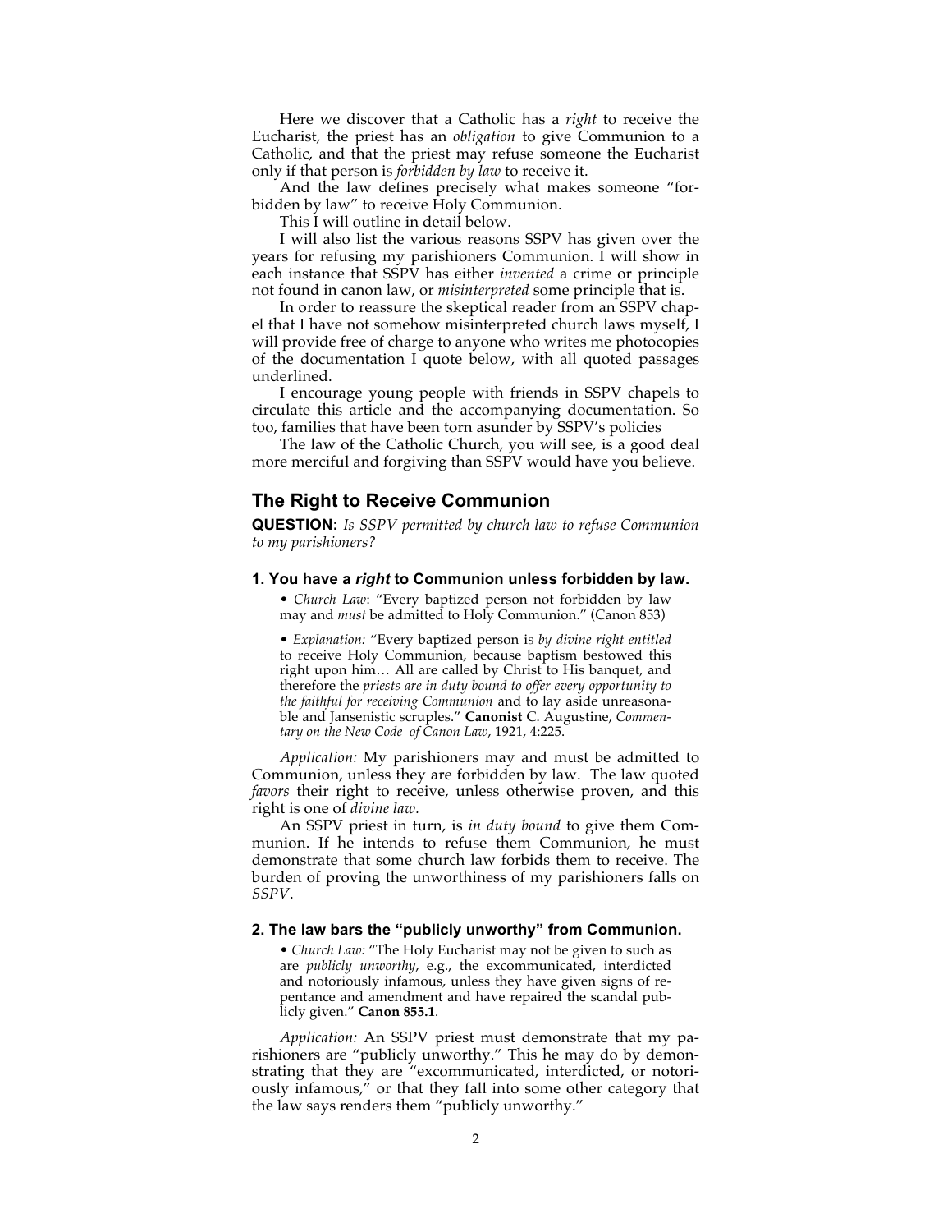Here we discover that a Catholic has a *right* to receive the Eucharist, the priest has an *obligation* to give Communion to a Catholic, and that the priest may refuse someone the Eucharist only if that person is *forbidden by law* to receive it.

And the law defines precisely what makes someone "forbidden by law" to receive Holy Communion.

This I will outline in detail below.

I will also list the various reasons SSPV has given over the years for refusing my parishioners Communion. I will show in each instance that SSPV has either *invented* a crime or principle not found in canon law, or *misinterpreted* some principle that is.

In order to reassure the skeptical reader from an SSPV chapel that I have not somehow misinterpreted church laws myself, I will provide free of charge to anyone who writes me photocopies of the documentation I quote below, with all quoted passages underlined.

I encourage young people with friends in SSPV chapels to circulate this article and the accompanying documentation. So too, families that have been torn asunder by SSPV's policies

The law of the Catholic Church, you will see, is a good deal more merciful and forgiving than SSPV would have you believe.

## The Right to Receive Communion

**QUESTION:** *Is SSPV permitted by church law to refuse Communion to my parishioners?*

### 1. You have a *right* to Communion unless forbidden by law.

> • *Church Law*: "Every baptized person not forbidden by law may and *must* be admitted to Holy Communion." (Canon 853)
>
> • *Explanation:* "Every baptized person is *by divine right entitled* to receive Holy Communion, because baptism bestowed this right upon him… All are called by Christ to His banquet, and therefore the *priests are in duty bound to offer every opportunity to the faithful for receiving Communion* and to lay aside unreasonable and Jansenistic scruples." **Canonist** C. Augustine, *Commentary on the New Code of Canon Law*, 1921, 4:225.

*Application:* My parishioners may and must be admitted to Communion, unless they are forbidden by law. The law quoted *favors* their right to receive, unless otherwise proven, and this right is one of *divine law.*

An SSPV priest in turn, is *in duty bound* to give them Communion. If he intends to refuse them Communion, he must demonstrate that some church law forbids them to receive. The burden of proving the unworthiness of my parishioners falls on *SSPV*.

### 2. The law bars the "publicly unworthy" from Communion.

> • *Church Law:* "The Holy Eucharist may not be given to such as are *publicly unworthy*, e.g., the excommunicated, interdicted and notoriously infamous, unless they have given signs of repentance and amendment and have repaired the scandal publicly given." **Canon 855.1**.

*Application:* An SSPV priest must demonstrate that my parishioners are "publicly unworthy." This he may do by demonstrating that they are "excommunicated, interdicted, or notoriously infamous," or that they fall into some other category that the law says renders them "publicly unworthy."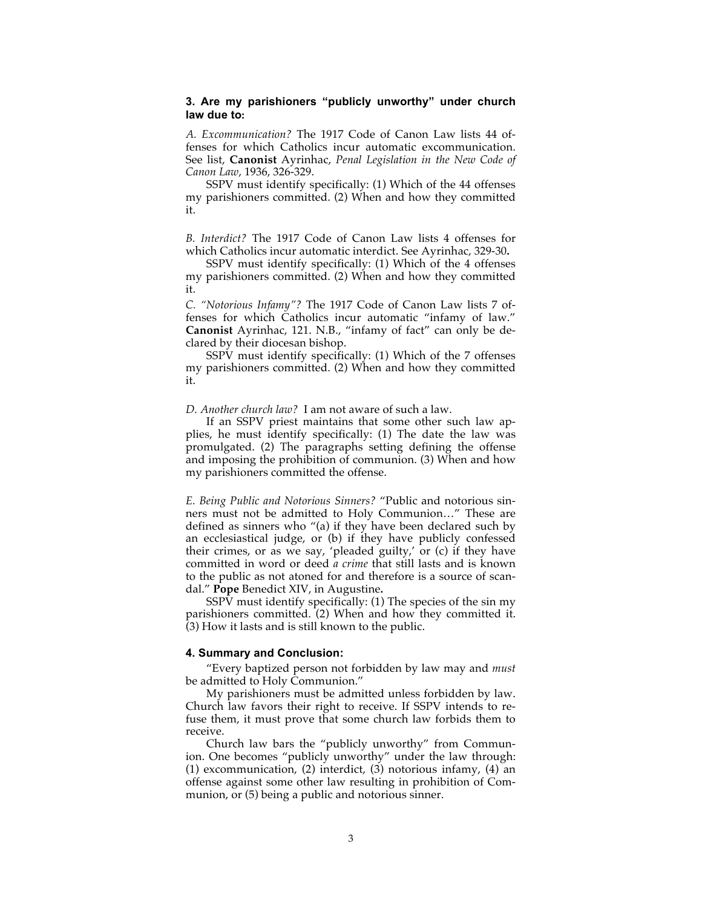### 3. Are my parishioners "publicly unworthy" under church law due to:

*A. Excommunication?* The 1917 Code of Canon Law lists 44 offenses for which Catholics incur automatic excommunication. See list, **Canonist** Ayrinhac, *Penal Legislation in the New Code of Canon Law*, 1936, 326-329.

SSPV must identify specifically: (1) Which of the 44 offenses my parishioners committed. (2) When and how they committed it.

*B. Interdict?* The 1917 Code of Canon Law lists 4 offenses for which Catholics incur automatic interdict. See Ayrinhac, 329-30**.**

SSPV must identify specifically: (1) Which of the 4 offenses my parishioners committed. (2) When and how they committed it.

*C. "Notorious Infamy"?* The 1917 Code of Canon Law lists 7 offenses for which Catholics incur automatic "infamy of law." **Canonist** Ayrinhac, 121. N.B., "infamy of fact" can only be declared by their diocesan bishop.

SSPV must identify specifically: (1) Which of the 7 offenses my parishioners committed. (2) When and how they committed it.

*D. Another church law?* I am not aware of such a law.

If an SSPV priest maintains that some other such law applies, he must identify specifically: (1) The date the law was promulgated. (2) The paragraphs setting defining the offense and imposing the prohibition of communion. (3) When and how my parishioners committed the offense.

*E. Being Public and Notorious Sinners?* "Public and notorious sinners must not be admitted to Holy Communion…" These are defined as sinners who "(a) if they have been declared such by an ecclesiastical judge, or (b) if they have publicly confessed their crimes, or as we say, 'pleaded guilty,' or (c) if they have committed in word or deed *a crime* that still lasts and is known to the public as not atoned for and therefore is a source of scandal." **Pope** Benedict XIV, in Augustine**.**

SSPV must identify specifically: (1) The species of the sin my parishioners committed. (2) When and how they committed it. (3) How it lasts and is still known to the public.

### 4. Summary and Conclusion:

"Every baptized person not forbidden by law may and *must* be admitted to Holy Communion."

My parishioners must be admitted unless forbidden by law. Church law favors their right to receive. If SSPV intends to refuse them, it must prove that some church law forbids them to receive.

Church law bars the "publicly unworthy" from Communion. One becomes "publicly unworthy" under the law through: (1) excommunication, (2) interdict, (3) notorious infamy, (4) an offense against some other law resulting in prohibition of Communion, or (5) being a public and notorious sinner.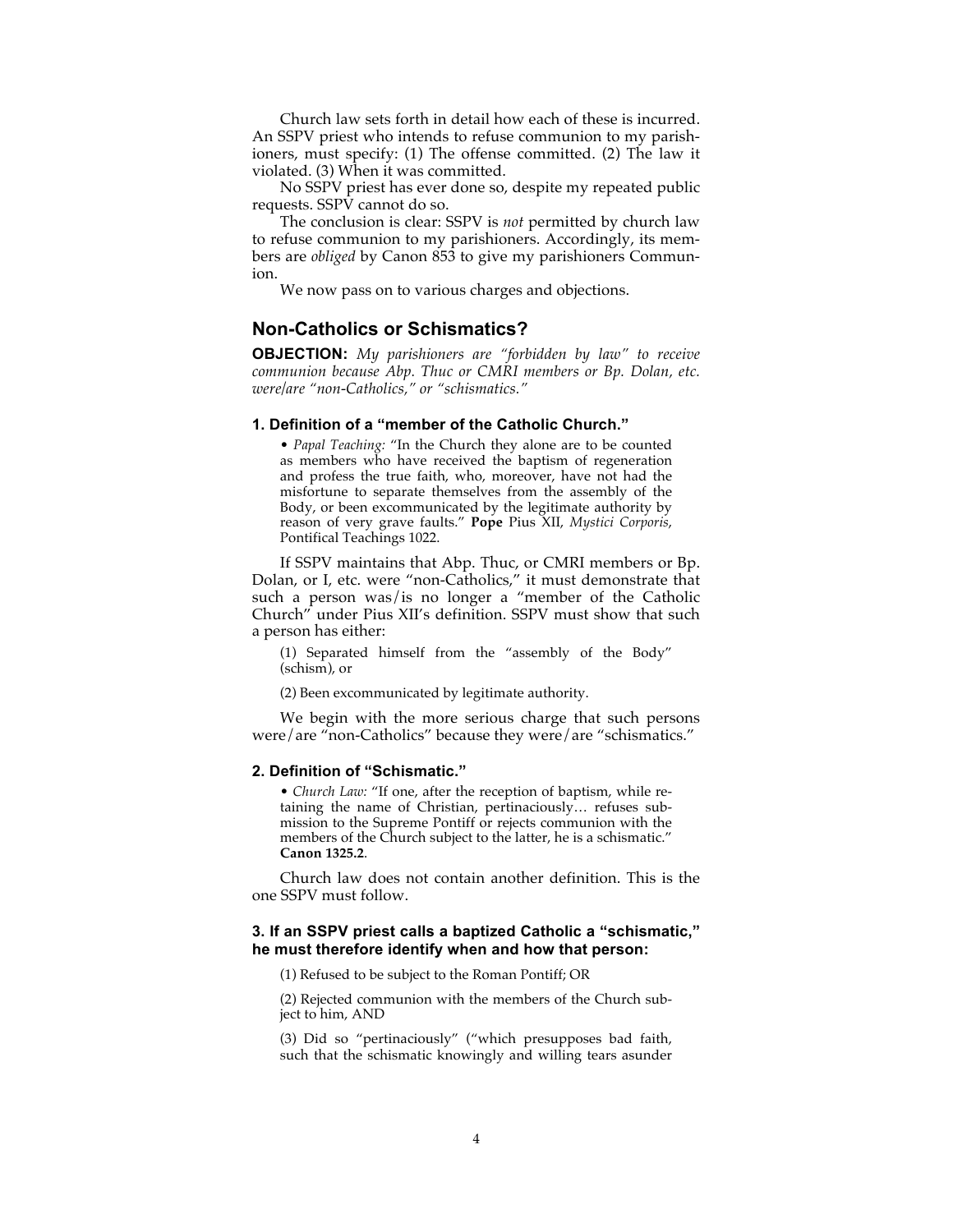Church law sets forth in detail how each of these is incurred. An SSPV priest who intends to refuse communion to my parishioners, must specify: (1) The offense committed. (2) The law it violated. (3) When it was committed.

No SSPV priest has ever done so, despite my repeated public requests. SSPV cannot do so.

The conclusion is clear: SSPV is *not* permitted by church law to refuse communion to my parishioners. Accordingly, its members are *obliged* by Canon 853 to give my parishioners Communion.

We now pass on to various charges and objections.

## Non-Catholics or Schismatics?

**OBJECTION:** *My parishioners are "forbidden by law" to receive communion because Abp. Thuc or CMRI members or Bp. Dolan, etc. were/are "non-Catholics," or "schismatics."*

### 1. Definition of a "member of the Catholic Church."

> • *Papal Teaching:* "In the Church they alone are to be counted as members who have received the baptism of regeneration and profess the true faith, who, moreover, have not had the misfortune to separate themselves from the assembly of the Body, or been excommunicated by the legitimate authority by reason of very grave faults." **Pope** Pius XII, *Mystici Corporis*, Pontifical Teachings 1022.

If SSPV maintains that Abp. Thuc, or CMRI members or Bp. Dolan, or I, etc. were "non-Catholics," it must demonstrate that such a person was/is no longer a "member of the Catholic Church" under Pius XII's definition. SSPV must show that such a person has either:

> (1) Separated himself from the "assembly of the Body" (schism), or
>
> (2) Been excommunicated by legitimate authority.

We begin with the more serious charge that such persons were/are "non-Catholics" because they were/are "schismatics."

### 2. Definition of "Schismatic."

> • *Church Law:* "If one, after the reception of baptism, while retaining the name of Christian, pertinaciously… refuses submission to the Supreme Pontiff or rejects communion with the members of the Church subject to the latter, he is a schismatic." **Canon 1325.2**.

Church law does not contain another definition. This is the one SSPV must follow.

### 3. If an SSPV priest calls a baptized Catholic a "schismatic," he must therefore identify when and how that person:

> (1) Refused to be subject to the Roman Pontiff; OR
>
> (2) Rejected communion with the members of the Church subject to him, AND
>
> (3) Did so "pertinaciously" ("which presupposes bad faith, such that the schismatic knowingly and willing tears asunder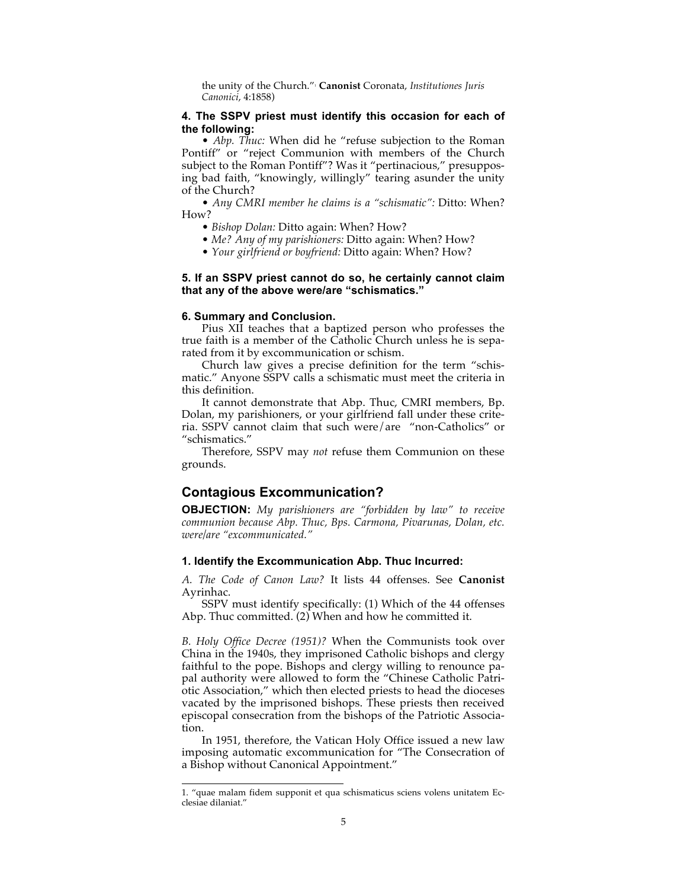the unity of the Church."[1] **Canonist** Coronata, *Institutiones Juris Canonici*, 4:1858)

#### 4. The SSPV priest must identify this occasion for each of the following:

- *Abp. Thuc:* When did he "refuse subjection to the Roman Pontiff" or "reject Communion with members of the Church subject to the Roman Pontiff"? Was it "pertinacious," presupposing bad faith, "knowingly, willingly" tearing asunder the unity of the Church?
- *Any CMRI member he claims is a "schismatic":* Ditto: When? How?
- *Bishop Dolan:* Ditto again: When? How?
- *Me? Any of my parishioners:* Ditto again: When? How?
- *Your girlfriend or boyfriend:* Ditto again: When? How?

#### 5. If an SSPV priest cannot do so, he certainly cannot claim that any of the above were/are "schismatics."

#### 6. Summary and Conclusion.

Pius XII teaches that a baptized person who professes the true faith is a member of the Catholic Church unless he is separated from it by excommunication or schism.

Church law gives a precise definition for the term "schismatic." Anyone SSPV calls a schismatic must meet the criteria in this definition.

It cannot demonstrate that Abp. Thuc, CMRI members, Bp. Dolan, my parishioners, or your girlfriend fall under these criteria. SSPV cannot claim that such were/are "non-Catholics" or "schismatics."

Therefore, SSPV may *not* refuse them Communion on these grounds.

## Contagious Excommunication?

**OBJECTION:** *My parishioners are "forbidden by law" to receive communion because Abp. Thuc, Bps. Carmona, Pivarunas, Dolan, etc. were/are "excommunicated."*

#### 1. Identify the Excommunication Abp. Thuc Incurred:

*A. The Code of Canon Law?* It lists 44 offenses. See **Canonist** Ayrinhac.

SSPV must identify specifically: (1) Which of the 44 offenses Abp. Thuc committed. (2) When and how he committed it.

*B. Holy Office Decree (1951)?* When the Communists took over China in the 1940s, they imprisoned Catholic bishops and clergy faithful to the pope. Bishops and clergy willing to renounce papal authority were allowed to form the "Chinese Catholic Patriotic Association," which then elected priests to head the dioceses vacated by the imprisoned bishops. These priests then received episcopal consecration from the bishops of the Patriotic Association.

In 1951, therefore, the Vatican Holy Office issued a new law imposing automatic excommunication for "The Consecration of a Bishop without Canonical Appointment."

---

1. "quae malam fidem supponit et qua schismaticus sciens volens unitatem Ecclesiae dilaniat."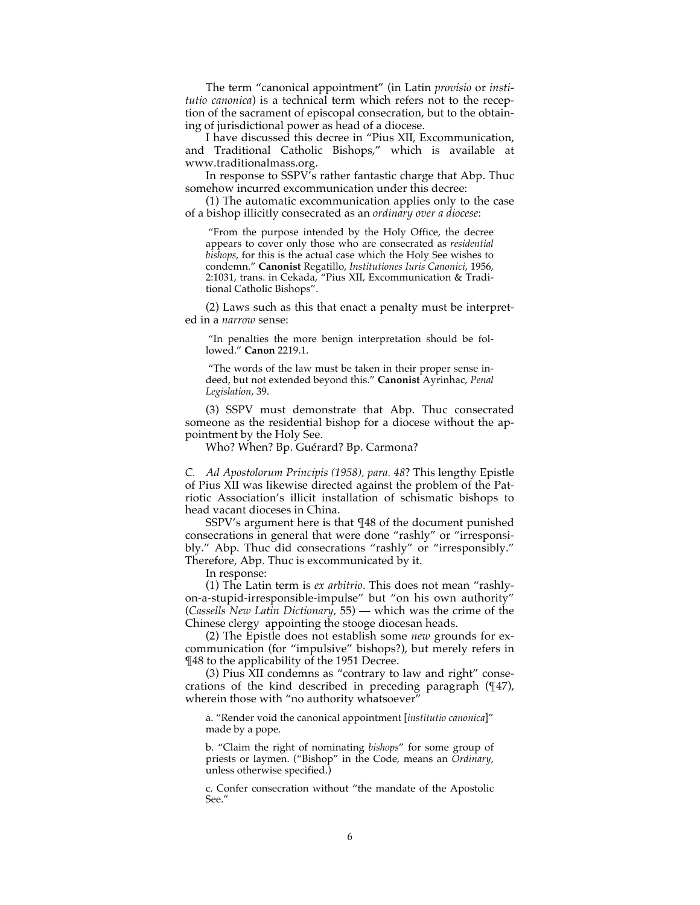The term "canonical appointment" (in Latin *provisio* or *institutio canonica*) is a technical term which refers not to the reception of the sacrament of episcopal consecration, but to the obtaining of jurisdictional power as head of a diocese.

I have discussed this decree in "Pius XII, Excommunication, and Traditional Catholic Bishops," which is available at www.traditionalmass.org.

In response to SSPV's rather fantastic charge that Abp. Thuc somehow incurred excommunication under this decree:

(1) The automatic excommunication applies only to the case of a bishop illicitly consecrated as an *ordinary over a diocese*:

> "From the purpose intended by the Holy Office, the decree appears to cover only those who are consecrated as *residential bishops*, for this is the actual case which the Holy See wishes to condemn." **Canonist** Regatillo, *Institutiones Iuris Canonici*, 1956, 2:1031, trans. in Cekada, "Pius XII, Excommunication & Traditional Catholic Bishops".

(2) Laws such as this that enact a penalty must be interpreted in a *narrow* sense:

> "In penalties the more benign interpretation should be followed." **Canon** 2219.1.

> "The words of the law must be taken in their proper sense indeed, but not extended beyond this." **Canonist** Ayrinhac, *Penal Legislation*, 39.

(3) SSPV must demonstrate that Abp. Thuc consecrated someone as the residential bishop for a diocese without the appointment by the Holy See.

Who? When? Bp. Guérard? Bp. Carmona?

*C. Ad Apostolorum Principis (1958), para. 48*? This lengthy Epistle of Pius XII was likewise directed against the problem of the Patriotic Association's illicit installation of schismatic bishops to head vacant dioceses in China.

SSPV's argument here is that ¶48 of the document punished consecrations in general that were done "rashly" or "irresponsibly." Abp. Thuc did consecrations "rashly" or "irresponsibly." Therefore, Abp. Thuc is excommunicated by it.

In response:

(1) The Latin term is *ex arbitrio*. This does not mean "rashly-on-a-stupid-irresponsible-impulse" but "on his own authority" (*Cassells New Latin Dictionary,* 55) — which was the crime of the Chinese clergy appointing the stooge diocesan heads.

(2) The Epistle does not establish some *new* grounds for excommunication (for "impulsive" bishops?), but merely refers in ¶48 to the applicability of the 1951 Decree.

(3) Pius XII condemns as "contrary to law and right" consecrations of the kind described in preceding paragraph (¶47), wherein those with "no authority whatsoever"

> a. "Render void the canonical appointment [*institutio canonica*]" made by a pope.
>
> b. "Claim the right of nominating *bishops*" for some group of priests or laymen. ("Bishop" in the Code, means an *Ordinary*, unless otherwise specified.)
>
> c. Confer consecration without "the mandate of the Apostolic See."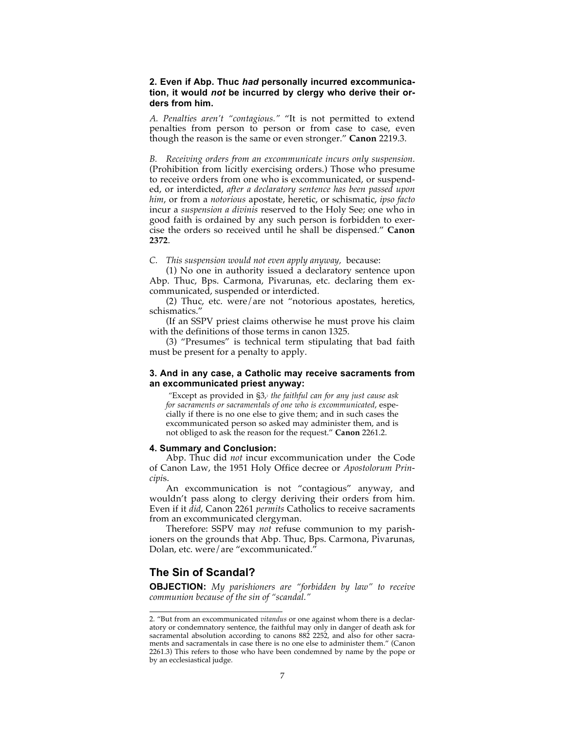### 2. Even if Abp. Thuc *had* personally incurred excommunication, it would *not* be incurred by clergy who derive their orders from him.

*A. Penalties aren't "contagious."* "It is not permitted to extend penalties from person to person or from case to case, even though the reason is the same or even stronger." **Canon** 2219.3.

*B. Receiving orders from an excommunicate incurs only suspension.* (Prohibition from licitly exercising orders.) Those who presume to receive orders from one who is excommunicated, or suspended, or interdicted, *after a declaratory sentence has been passed upon him*, or from a *notorious* apostate, heretic, or schismatic, *ipso facto* incur a *suspension a divinis* reserved to the Holy See; one who in good faith is ordained by any such person is forbidden to exercise the orders so received until he shall be dispensed." **Canon 2372**.

*C. This suspension would not even apply anyway,* because:

(1) No one in authority issued a declaratory sentence upon Abp. Thuc, Bps. Carmona, Pivarunas, etc. declaring them excommunicated, suspended or interdicted.

(2) Thuc, etc. were/are not "notorious apostates, heretics, schismatics."

(If an SSPV priest claims otherwise he must prove his claim with the definitions of those terms in canon 1325.

(3) "Presumes" is technical term stipulating that bad faith must be present for a penalty to apply.

### 3. And in any case, a Catholic may receive sacraments from an excommunicated priest anyway:

> "Except as provided in §3,[2] *the faithful can for any just cause ask for sacraments or sacramentals of one who is excommunicated*, especially if there is no one else to give them; and in such cases the excommunicated person so asked may administer them, and is not obliged to ask the reason for the request." **Canon** 2261.2.

### 4. Summary and Conclusion:

Abp. Thuc did *not* incur excommunication under the Code of Canon Law, the 1951 Holy Office decree or *Apostolorum Principis*.

An excommunication is not "contagious" anyway, and wouldn't pass along to clergy deriving their orders from him. Even if it *did*, Canon 2261 *permits* Catholics to receive sacraments from an excommunicated clergyman.

Therefore: SSPV may *not* refuse communion to my parishioners on the grounds that Abp. Thuc, Bps. Carmona, Pivarunas, Dolan, etc. were/are "excommunicated."

## The Sin of Scandal?

**OBJECTION:** *My parishioners are "forbidden by law" to receive communion because of the sin of "scandal."*

---

2. "But from an excommunicated *vitandus* or one against whom there is a declaratory or condemnatory sentence, the faithful may only in danger of death ask for sacramental absolution according to canons 882 2252, and also for other sacraments and sacramentals in case there is no one else to administer them." (Canon 2261.3) This refers to those who have been condemned by name by the pope or by an ecclesiastical judge.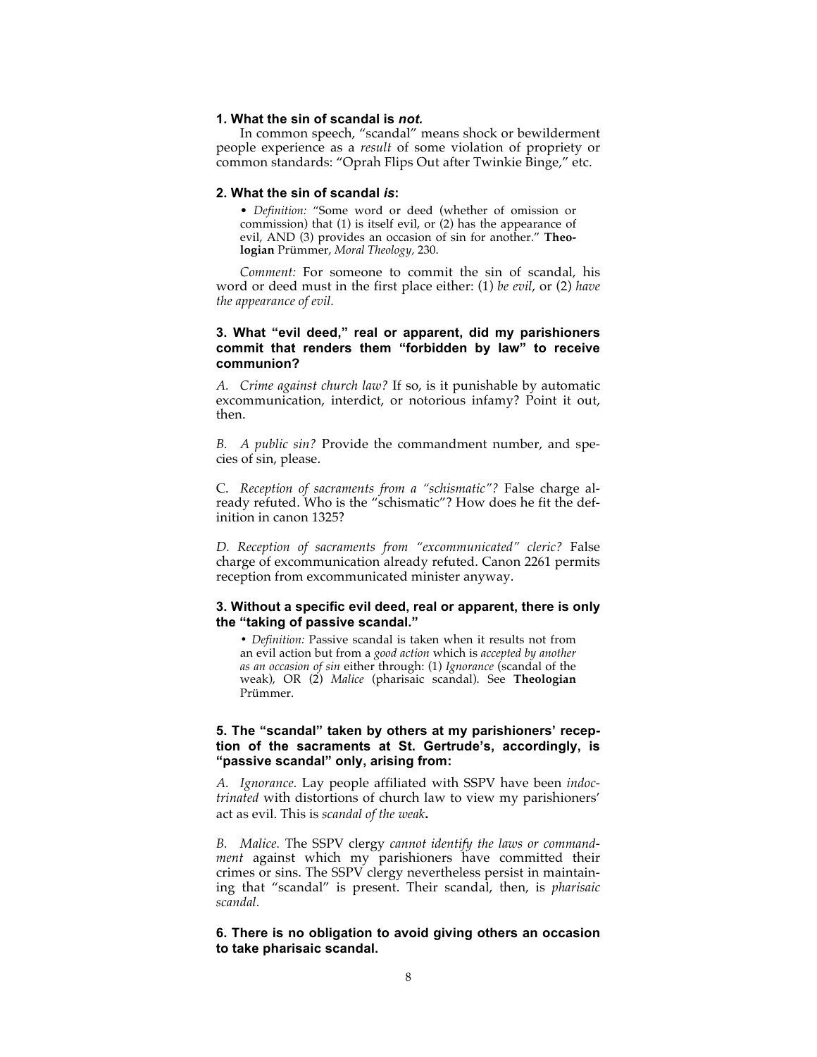### 1. What the sin of scandal is *not.*

In common speech, "scandal" means shock or bewilderment people experience as a *result* of some violation of propriety or common standards: "Oprah Flips Out after Twinkie Binge," etc.

### 2. What the sin of scandal *is*:

> • *Definition:* "Some word or deed (whether of omission or commission) that (1) is itself evil, or (2) has the appearance of evil, AND (3) provides an occasion of sin for another." **Theologian** Prümmer, *Moral Theology*, 230.

*Comment:* For someone to commit the sin of scandal, his word or deed must in the first place either: (1) *be evil*, or (2) *have the appearance of evil.*

### 3. What "evil deed," real or apparent, did my parishioners commit that renders them "forbidden by law" to receive communion?

*A. Crime against church law?* If so, is it punishable by automatic excommunication, interdict, or notorious infamy? Point it out, then.

*B. A public sin?* Provide the commandment number, and species of sin, please.

C. *Reception of sacraments from a "schismatic"?* False charge already refuted. Who is the "schismatic"? How does he fit the definition in canon 1325?

*D. Reception of sacraments from "excommunicated" cleric?* False charge of excommunication already refuted. Canon 2261 permits reception from excommunicated minister anyway.

### 3. Without a specific evil deed, real or apparent, there is only the "taking of passive scandal."

> • *Definition:* Passive scandal is taken when it results not from an evil action but from a *good action* which is *accepted by another as an occasion of sin* either through: (1) *Ignorance* (scandal of the weak), OR (2) *Malice* (pharisaic scandal). See **Theologian** Prümmer.

### 5. The "scandal" taken by others at my parishioners' reception of the sacraments at St. Gertrude's, accordingly, is "passive scandal" only, arising from:

*A. Ignorance.* Lay people affiliated with SSPV have been *indoctrinated* with distortions of church law to view my parishioners' act as evil. This is *scandal of the weak*.

*B. Malice.* The SSPV clergy *cannot identify the laws or commandment* against which my parishioners have committed their crimes or sins. The SSPV clergy nevertheless persist in maintaining that "scandal" is present. Their scandal, then, is *pharisaic scandal.*

### 6. There is no obligation to avoid giving others an occasion to take pharisaic scandal.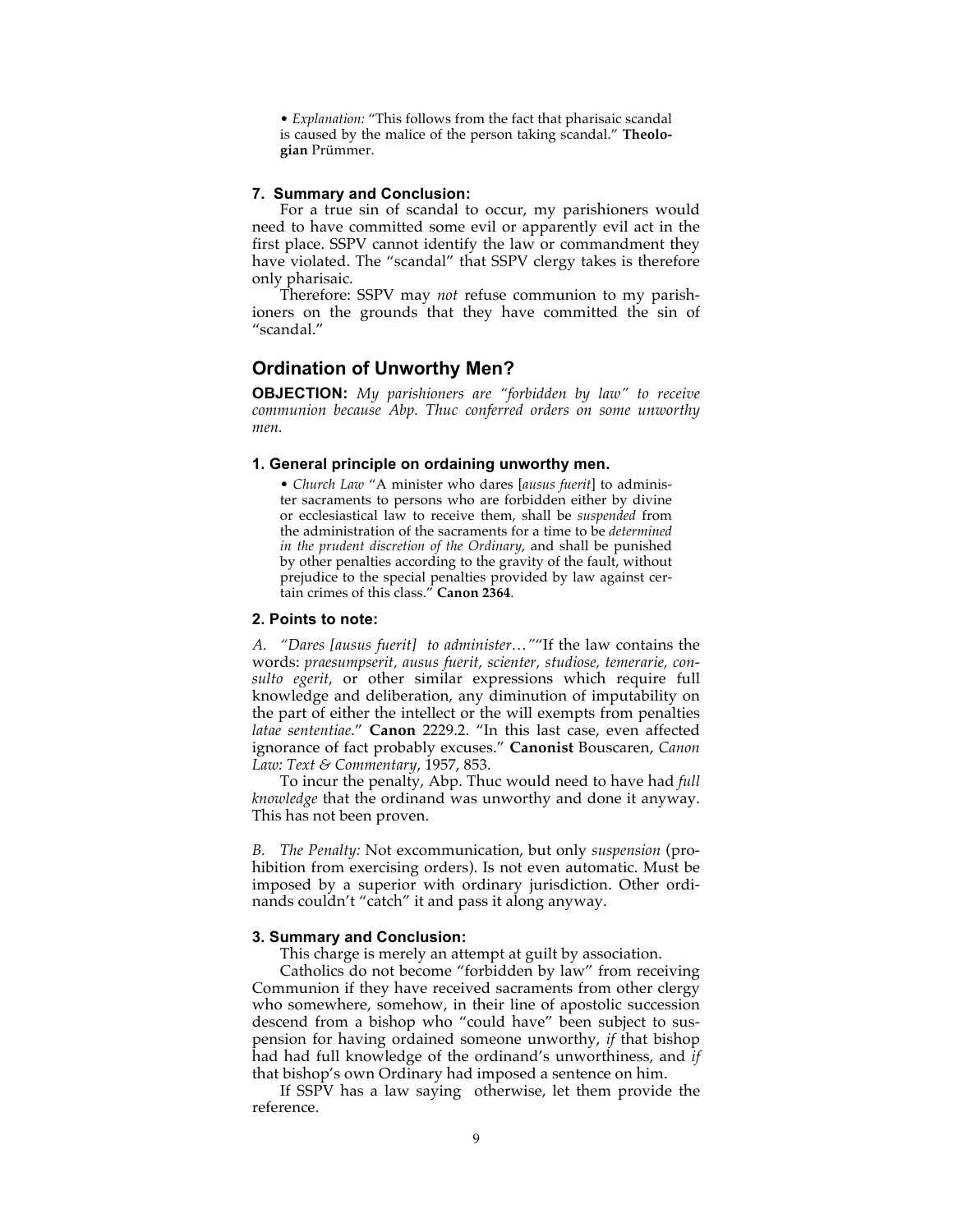• *Explanation:* "This follows from the fact that pharisaic scandal is caused by the malice of the person taking scandal." **Theologian** Prümmer.

#### 7. Summary and Conclusion:

For a true sin of scandal to occur, my parishioners would need to have committed some evil or apparently evil act in the first place. SSPV cannot identify the law or commandment they have violated. The "scandal" that SSPV clergy takes is therefore only pharisaic.

Therefore: SSPV may *not* refuse communion to my parishioners on the grounds that they have committed the sin of "scandal."

## Ordination of Unworthy Men?

**OBJECTION:** *My parishioners are "forbidden by law" to receive communion because Abp. Thuc conferred orders on some unworthy men.*

#### 1. General principle on ordaining unworthy men.

• *Church Law* "A minister who dares [*ausus fuerit*] to administer sacraments to persons who are forbidden either by divine or ecclesiastical law to receive them, shall be *suspended* from the administration of the sacraments for a time to be *determined in the prudent discretion of the Ordinary*, and shall be punished by other penalties according to the gravity of the fault, without prejudice to the special penalties provided by law against certain crimes of this class." **Canon 2364**.

#### 2. Points to note:

*A. "Dares [ausus fuerit] to administer…"* "If the law contains the words: *praesumpserit, ausus fuerit, scienter, studiose, temerarie, consulto egerit*, or other similar expressions which require full knowledge and deliberation, any diminution of imputability on the part of either the intellect or the will exempts from penalties *latae sententiae*." **Canon** 2229.2. "In this last case, even affected ignorance of fact probably excuses." **Canonist** Bouscaren, *Canon Law: Text & Commentary*, 1957, 853.

To incur the penalty, Abp. Thuc would need to have had *full knowledge* that the ordinand was unworthy and done it anyway. This has not been proven.

*B. The Penalty:* Not excommunication, but only *suspension* (prohibition from exercising orders). Is not even automatic. Must be imposed by a superior with ordinary jurisdiction. Other ordinands couldn't "catch" it and pass it along anyway.

#### 3. Summary and Conclusion:

This charge is merely an attempt at guilt by association.

Catholics do not become "forbidden by law" from receiving Communion if they have received sacraments from other clergy who somewhere, somehow, in their line of apostolic succession descend from a bishop who "could have" been subject to suspension for having ordained someone unworthy, *if* that bishop had had full knowledge of the ordinand's unworthiness, and *if* that bishop's own Ordinary had imposed a sentence on him.

If SSPV has a law saying otherwise, let them provide the reference.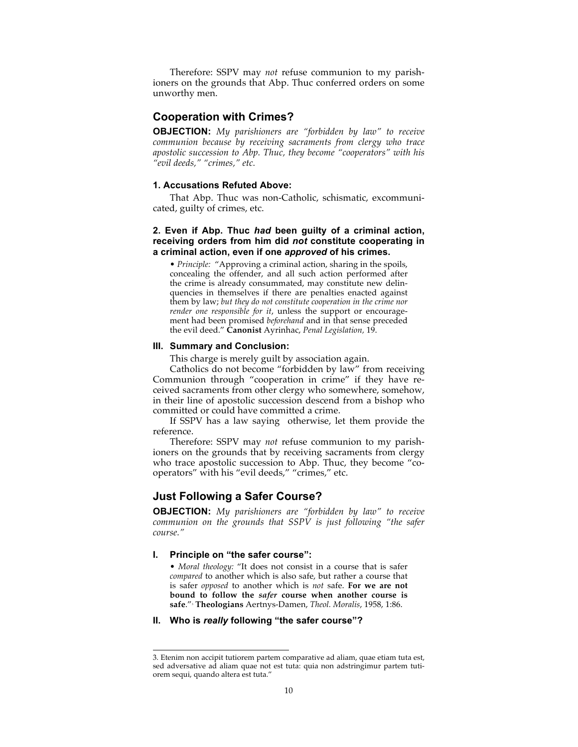Therefore: SSPV may *not* refuse communion to my parishioners on the grounds that Abp. Thuc conferred orders on some unworthy men.

## Cooperation with Crimes?

**OBJECTION:** *My parishioners are "forbidden by law" to receive communion because by receiving sacraments from clergy who trace apostolic succession to Abp. Thuc, they become "cooperators" with his "evil deeds," "crimes," etc.*

### 1. Accusations Refuted Above:

That Abp. Thuc was non-Catholic, schismatic, excommunicated, guilty of crimes, etc.

### 2. Even if Abp. Thuc *had* been guilty of a criminal action, receiving orders from him did *not* constitute cooperating in a criminal action, even if one *approved* of his crimes.

- *Principle:* "Approving a criminal action, sharing in the spoils, concealing the offender, and all such action performed after the crime is already consummated, may constitute new delinquencies in themselves if there are penalties enacted against them by law; *but they do not constitute cooperation in the crime nor render one responsible for it*, unless the support or encouragement had been promised *beforehand* and in that sense preceded the evil deed." **Canonist** Ayrinhac, *Penal Legislation*, 19.

### III. Summary and Conclusion:

This charge is merely guilt by association again.

Catholics do not become "forbidden by law" from receiving Communion through "cooperation in crime" if they have received sacraments from other clergy who somewhere, somehow, in their line of apostolic succession descend from a bishop who committed or could have committed a crime.

If SSPV has a law saying otherwise, let them provide the reference.

Therefore: SSPV may *not* refuse communion to my parishioners on the grounds that by receiving sacraments from clergy who trace apostolic succession to Abp. Thuc, they become "cooperators" with his "evil deeds," "crimes," etc.

## Just Following a Safer Course?

**OBJECTION:** *My parishioners are "forbidden by law" to receive communion on the grounds that SSPV is just following "the safer course."*

### I. Principle on "the safer course":

- *Moral theology:* "It does not consist in a course that is safer *compared* to another which is also safe, but rather a course that is safer *opposed* to another which is *not* safe. **For we are not bound to follow the *safer* course when another course is safe**."[3] **Theologians** Aertnys-Damen, *Theol. Moralis*, 1958, 1:86.

### II. Who is *really* following "the safer course"?

---

3. Etenim non accipit tutiorem partem comparative ad aliam, quae etiam tuta est, sed adversative ad aliam quae not est tuta: quia non adstringimur partem tutiorem sequi, quando altera est tuta."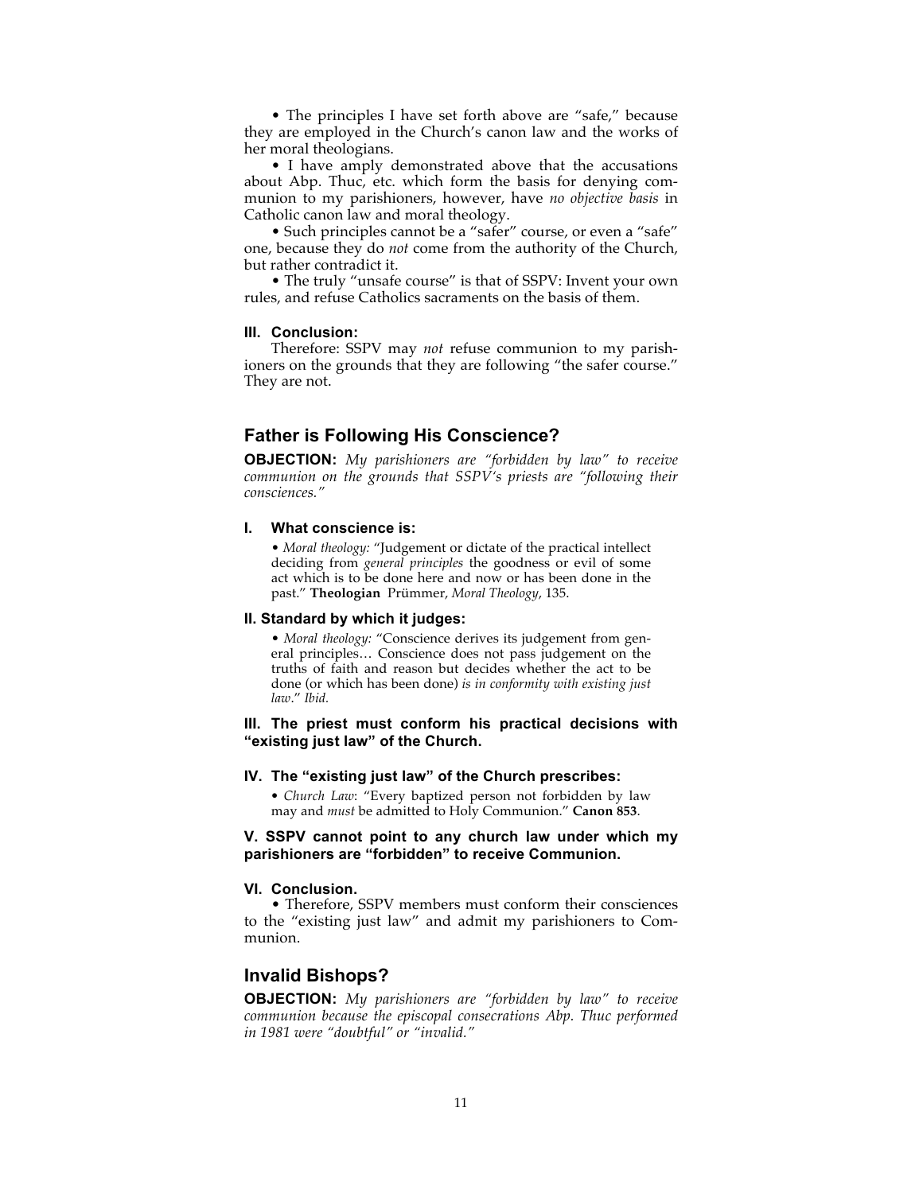• The principles I have set forth above are "safe," because they are employed in the Church's canon law and the works of her moral theologians.

• I have amply demonstrated above that the accusations about Abp. Thuc, etc. which form the basis for denying communion to my parishioners, however, have *no objective basis* in Catholic canon law and moral theology.

• Such principles cannot be a "safer" course, or even a "safe" one, because they do *not* come from the authority of the Church, but rather contradict it.

• The truly "unsafe course" is that of SSPV: Invent your own rules, and refuse Catholics sacraments on the basis of them.

#### III. Conclusion:

Therefore: SSPV may *not* refuse communion to my parishioners on the grounds that they are following "the safer course." They are not.

## Father is Following His Conscience?

**OBJECTION:** *My parishioners are "forbidden by law" to receive communion on the grounds that SSPV's priests are "following their consciences."*

#### I. What conscience is:

> • *Moral theology:* "Judgement or dictate of the practical intellect deciding from *general principles* the goodness or evil of some act which is to be done here and now or has been done in the past." **Theologian** Prümmer, *Moral Theology*, 135.

#### II. Standard by which it judges:

> • *Moral theology:* "Conscience derives its judgement from general principles… Conscience does not pass judgement on the truths of faith and reason but decides whether the act to be done (or which has been done) *is in conformity with existing just law*." *Ibid.*

#### III. The priest must conform his practical decisions with "existing just law" of the Church.

#### IV. The "existing just law" of the Church prescribes:

> • *Church Law*: "Every baptized person not forbidden by law may and *must* be admitted to Holy Communion." **Canon 853**.

#### V. SSPV cannot point to any church law under which my parishioners are "forbidden" to receive Communion.

#### VI. Conclusion.

• Therefore, SSPV members must conform their consciences to the "existing just law" and admit my parishioners to Communion.

## Invalid Bishops?

**OBJECTION:** *My parishioners are "forbidden by law" to receive communion because the episcopal consecrations Abp. Thuc performed in 1981 were "doubtful" or "invalid."*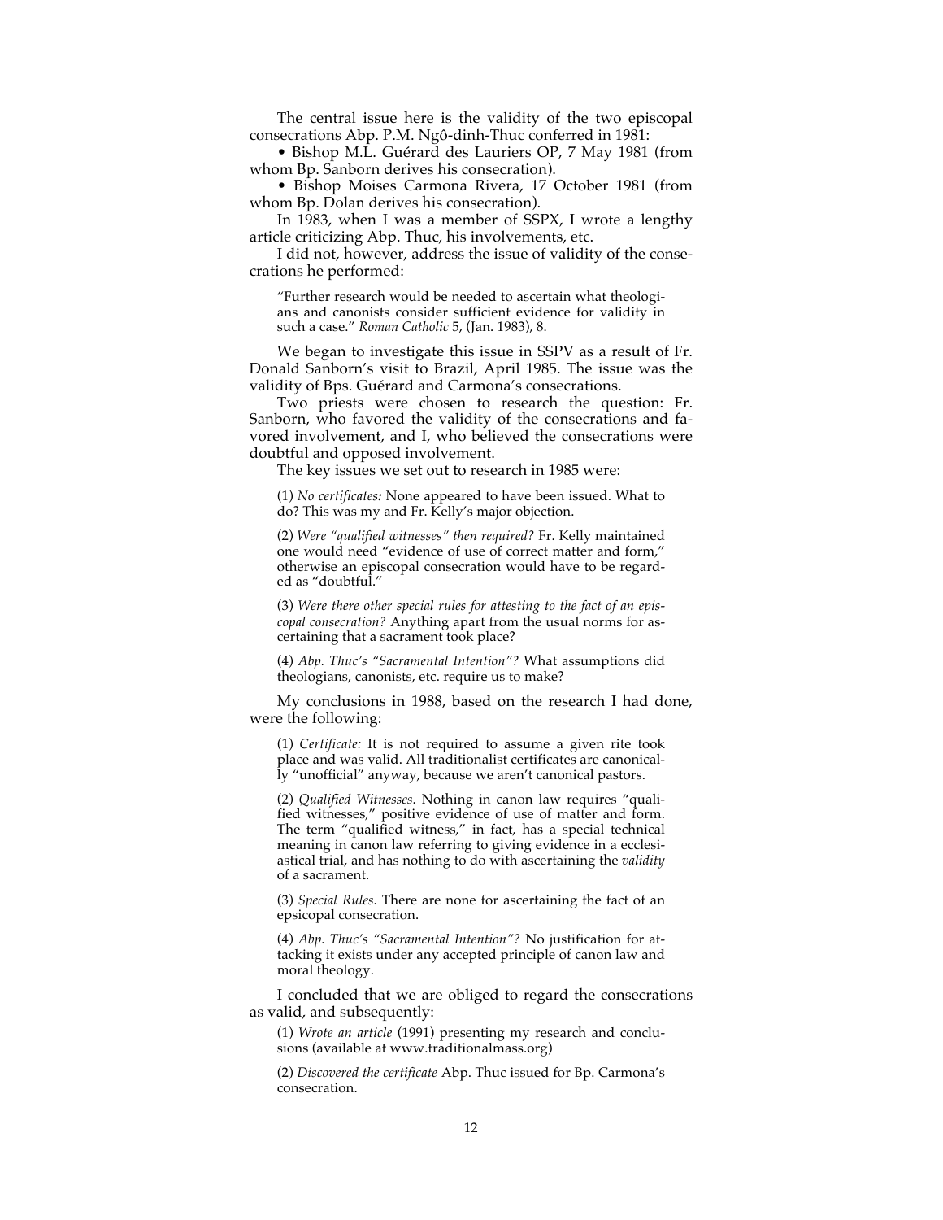The central issue here is the validity of the two episcopal consecrations Abp. P.M. Ngô-dinh-Thuc conferred in 1981:

• Bishop M.L. Guérard des Lauriers OP, 7 May 1981 (from whom Bp. Sanborn derives his consecration).

• Bishop Moises Carmona Rivera, 17 October 1981 (from whom Bp. Dolan derives his consecration).

In 1983, when I was a member of SSPX, I wrote a lengthy article criticizing Abp. Thuc, his involvements, etc.

I did not, however, address the issue of validity of the consecrations he performed:

> "Further research would be needed to ascertain what theologians and canonists consider sufficient evidence for validity in such a case." *Roman Catholic* 5, (Jan. 1983), 8.

We began to investigate this issue in SSPV as a result of Fr. Donald Sanborn's visit to Brazil, April 1985. The issue was the validity of Bps. Guérard and Carmona's consecrations.

Two priests were chosen to research the question: Fr. Sanborn, who favored the validity of the consecrations and favored involvement, and I, who believed the consecrations were doubtful and opposed involvement.

The key issues we set out to research in 1985 were:

> (1) *No certificates:* None appeared to have been issued. What to do? This was my and Fr. Kelly's major objection.
>
> (2) *Were "qualified witnesses" then required?* Fr. Kelly maintained one would need "evidence of use of correct matter and form," otherwise an episcopal consecration would have to be regarded as "doubtful."
>
> (3) *Were there other special rules for attesting to the fact of an episcopal consecration?* Anything apart from the usual norms for ascertaining that a sacrament took place?
>
> (4) *Abp. Thuc's "Sacramental Intention"?* What assumptions did theologians, canonists, etc. require us to make?

My conclusions in 1988, based on the research I had done, were the following:

> (1) *Certificate:* It is not required to assume a given rite took place and was valid. All traditionalist certificates are canonically "unofficial" anyway, because we aren't canonical pastors.
>
> (2) *Qualified Witnesses.* Nothing in canon law requires "qualified witnesses," positive evidence of use of matter and form. The term "qualified witness," in fact, has a special technical meaning in canon law referring to giving evidence in a ecclesiastical trial, and has nothing to do with ascertaining the *validity* of a sacrament.
>
> (3) *Special Rules.* There are none for ascertaining the fact of an episcopal consecration.
>
> (4) *Abp. Thuc's "Sacramental Intention"?* No justification for attacking it exists under any accepted principle of canon law and moral theology.

I concluded that we are obliged to regard the consecrations as valid, and subsequently:

> (1) *Wrote an article* (1991) presenting my research and conclusions (available at www.traditionalmass.org)
>
> (2) *Discovered the certificate* Abp. Thuc issued for Bp. Carmona's consecration.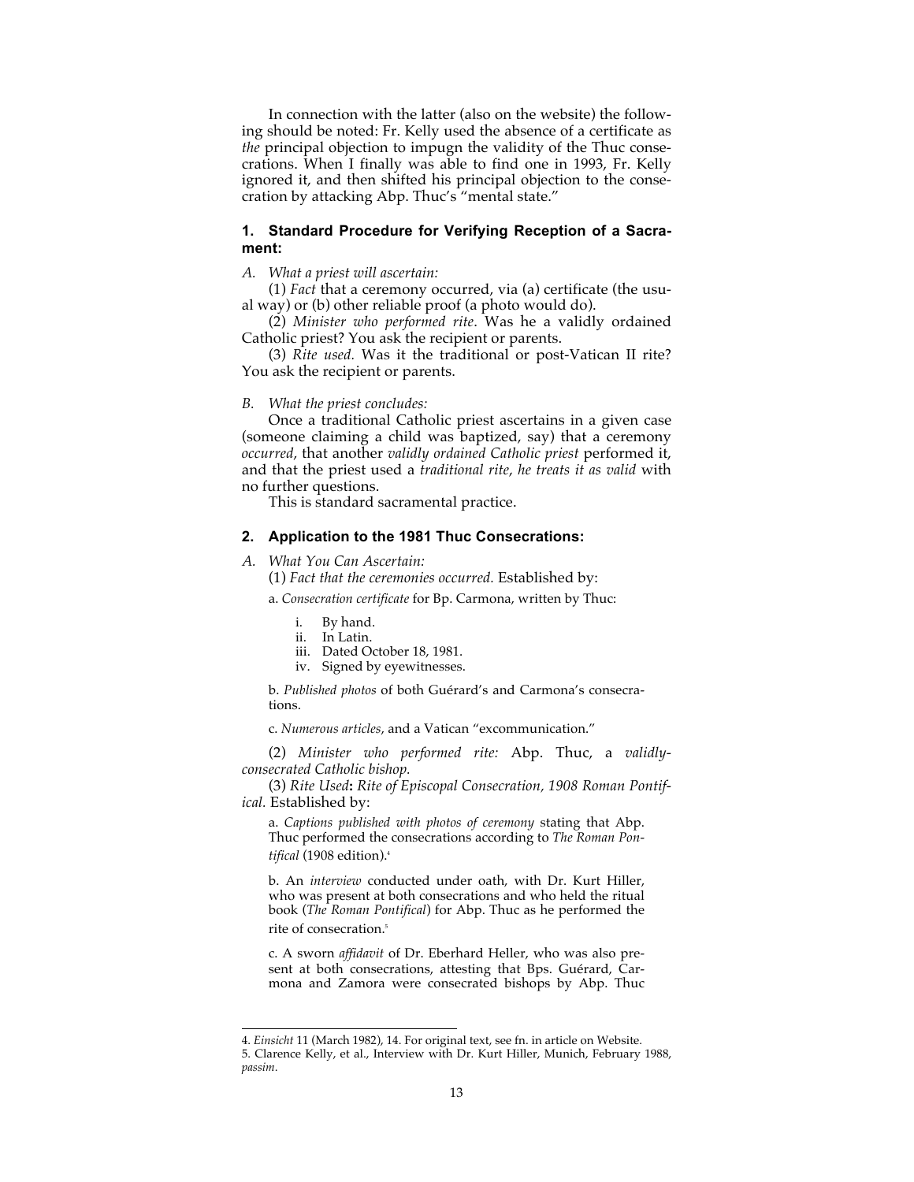In connection with the latter (also on the website) the following should be noted: Fr. Kelly used the absence of a certificate as *the* principal objection to impugn the validity of the Thuc consecrations. When I finally was able to find one in 1993, Fr. Kelly ignored it, and then shifted his principal objection to the consecration by attacking Abp. Thuc's "mental state."

### 1. Standard Procedure for Verifying Reception of a Sacrament:

*A. What a priest will ascertain:*

(1) *Fact* that a ceremony occurred, via (a) certificate (the usual way) or (b) other reliable proof (a photo would do).

(2) *Minister who performed rite*. Was he a validly ordained Catholic priest? You ask the recipient or parents.

(3) *Rite used.* Was it the traditional or post-Vatican II rite? You ask the recipient or parents.

*B. What the priest concludes:*

Once a traditional Catholic priest ascertains in a given case (someone claiming a child was baptized, say) that a ceremony *occurred*, that another *validly ordained Catholic priest* performed it, and that the priest used a *traditional rite*, *he treats it as valid* with no further questions.

This is standard sacramental practice.

### 2. Application to the 1981 Thuc Consecrations:

*A. What You Can Ascertain:*

(1) *Fact that the ceremonies occurred.* Established by:

a. *Consecration certificate* for Bp. Carmona, written by Thuc:

i. By hand.
ii. In Latin.
iii. Dated October 18, 1981.
iv. Signed by eyewitnesses.

b. *Published photos* of both Guérard's and Carmona's consecrations.

c. *Numerous articles*, and a Vatican "excommunication."

(2) *Minister who performed rite:* Abp. Thuc, a *validly-consecrated Catholic bishop.*

(3) *Rite Used***:** *Rite of Episcopal Consecration, 1908 Roman Pontifical.* Established by:

a. *Captions published with photos of ceremony* stating that Abp. Thuc performed the consecrations according to *The Roman Pontifical* (1908 edition).[4]

b. An *interview* conducted under oath, with Dr. Kurt Hiller, who was present at both consecrations and who held the ritual book (*The Roman Pontifical*) for Abp. Thuc as he performed the rite of consecration.[5]

c. A sworn *affidavit* of Dr. Eberhard Heller, who was also present at both consecrations, attesting that Bps. Guérard, Carmona and Zamora were consecrated bishops by Abp. Thuc

---

4. *Einsicht* 11 (March 1982), 14. For original text, see fn. in article on Website.

5. Clarence Kelly, et al., Interview with Dr. Kurt Hiller, Munich, February 1988, *passim*.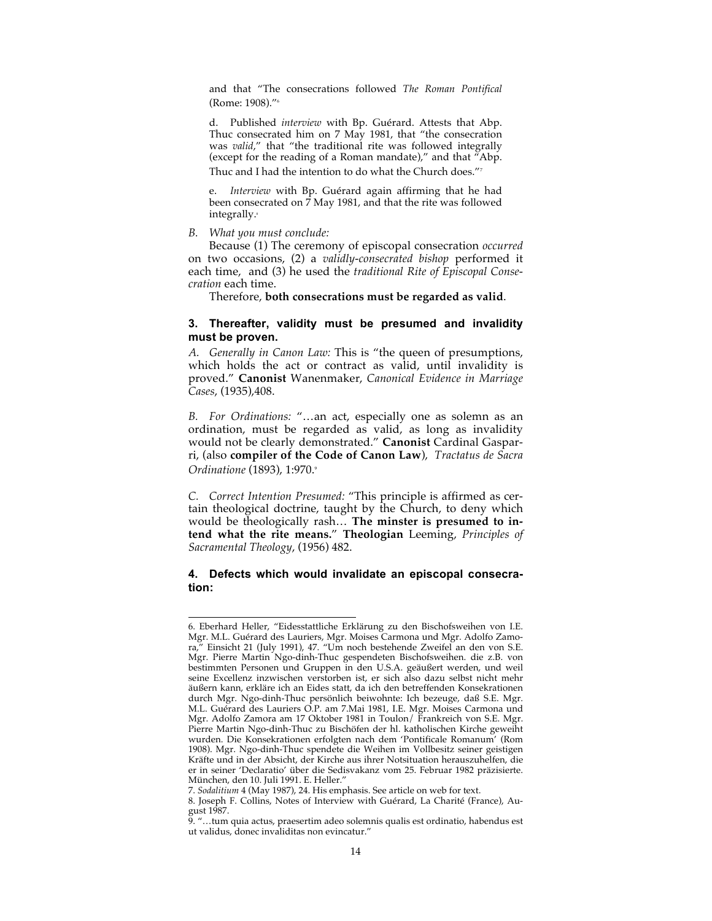and that "The consecrations followed *The Roman Pontifical* (Rome: 1908)."[6]

d. Published *interview* with Bp. Guérard. Attests that Abp. Thuc consecrated him on 7 May 1981, that "the consecration was *valid*," that "the traditional rite was followed integrally (except for the reading of a Roman mandate)," and that "Abp. Thuc and I had the intention to do what the Church does."[7]

e. *Interview* with Bp. Guérard again affirming that he had been consecrated on 7 May 1981, and that the rite was followed integrally.[8]

*B. What you must conclude:*

Because (1) The ceremony of episcopal consecration *occurred* on two occasions, (2) a *validly-consecrated bishop* performed it each time, and (3) he used the *traditional Rite of Episcopal Consecration* each time.

Therefore, **both consecrations must be regarded as valid**.

### 3. Thereafter, validity must be presumed and invalidity must be proven.

*A. Generally in Canon Law:* This is "the queen of presumptions, which holds the act or contract as valid, until invalidity is proved." **Canonist** Wanenmaker, *Canonical Evidence in Marriage Cases*, (1935),408.

*B. For Ordinations:* "…an act, especially one as solemn as an ordination, must be regarded as valid, as long as invalidity would not be clearly demonstrated." **Canonist** Cardinal Gasparri, (also **compiler of the Code of Canon Law**), *Tractatus de Sacra Ordinatione* (1893), 1:970.[9]

*C. Correct Intention Presumed:* "This principle is affirmed as certain theological doctrine, taught by the Church, to deny which would be theologically rash… **The minster is presumed to intend what the rite means.**" **Theologian** Leeming, *Principles of Sacramental Theology*, (1956) 482.

### 4. Defects which would invalidate an episcopal consecration:

---

6. Eberhard Heller, "Eidesstattliche Erklärung zu den Bischofsweihen von I.E. Mgr. M.L. Guérard des Lauriers, Mgr. Moises Carmona und Mgr. Adolfo Zamora," Einsicht 21 (July 1991), 47. "Um noch bestehende Zweifel an den von S.E. Mgr. Pierre Martin Ngo-dinh-Thuc gespendeten Bischofsweihen. die z.B. von bestimmten Personen und Gruppen in den U.S.A. geäußert werden, und weil seine Excellenz inzwischen verstorben ist, er sich also dazu selbst nicht mehr äußern kann, erkläre ich an Eides statt, da ich den betreffenden Konsekrationen durch Mgr. Ngo-dinh-Thuc persönlich beiwohnte: Ich bezeuge, daß S.E. Mgr. M.L. Guérard des Lauriers O.P. am 7.Mai 1981, I.E. Mgr. Moises Carmona und Mgr. Adolfo Zamora am 17 Oktober 1981 in Toulon/ Frankreich von S.E. Mgr. Pierre Martin Ngo-dinh-Thuc zu Bischöfen der hl. katholischen Kirche geweiht wurden. Die Konsekrationen erfolgten nach dem 'Pontificale Romanum' (Rom 1908). Mgr. Ngo-dinh-Thuc spendete die Weihen im Vollbesitz seiner geistigen Kräfte und in der Absicht, der Kirche aus ihrer Notsituation herauszuhelfen, die er in seiner 'Declaratio' über die Sedisvakanz vom 25. Februar 1982 präzisierte. München, den 10. Juli 1991. E. Heller."

7. *Sodalitium* 4 (May 1987), 24. His emphasis. See article on web for text.

8. Joseph F. Collins, Notes of Interview with Guérard, La Charité (France), August 1987.

9. "…tum quia actus, praesertim adeo solemnis qualis est ordinatio, habendus est ut validus, donec invaliditas non evincatur."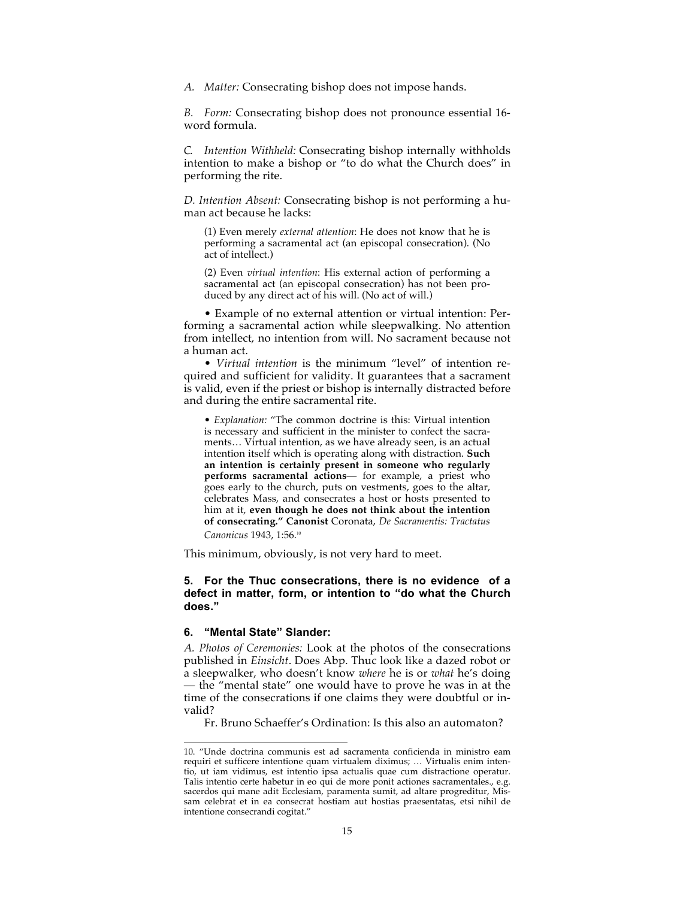*A. Matter:* Consecrating bishop does not impose hands.

*B. Form:* Consecrating bishop does not pronounce essential 16-word formula.

*C. Intention Withheld:* Consecrating bishop internally withholds intention to make a bishop or "to do what the Church does" in performing the rite.

*D. Intention Absent:* Consecrating bishop is not performing a human act because he lacks:

> (1) Even merely *external attention*: He does not know that he is performing a sacramental act (an episcopal consecration). (No act of intellect.)
>
> (2) Even *virtual intention*: His external action of performing a sacramental act (an episcopal consecration) has not been produced by any direct act of his will. (No act of will.)

• Example of no external attention or virtual intention: Performing a sacramental action while sleepwalking. No attention from intellect, no intention from will. No sacrament because not a human act.

• *Virtual intention* is the minimum "level" of intention required and sufficient for validity. It guarantees that a sacrament is valid, even if the priest or bishop is internally distracted before and during the entire sacramental rite.

> • *Explanation:* "The common doctrine is this: Virtual intention is necessary and sufficient in the minister to confect the sacraments… Virtual intention, as we have already seen, is an actual intention itself which is operating along with distraction. **Such an intention is certainly present in someone who regularly performs sacramental actions**— for example, a priest who goes early to the church, puts on vestments, goes to the altar, celebrates Mass, and consecrates a host or hosts presented to him at it, **even though he does not think about the intention of consecrating." Canonist** Coronata, *De Sacramentis: Tractatus Canonicus* 1943, 1:56.[10]

This minimum, obviously, is not very hard to meet.

### 5. For the Thuc consecrations, there is no evidence of a defect in matter, form, or intention to "do what the Church does."

### 6. "Mental State" Slander:

*A. Photos of Ceremonies:* Look at the photos of the consecrations published in *Einsicht*. Does Abp. Thuc look like a dazed robot or a sleepwalker, who doesn't know *where* he is or *what* he's doing — the "mental state" one would have to prove he was in at the time of the consecrations if one claims they were doubtful or invalid?

Fr. Bruno Schaeffer's Ordination: Is this also an automaton?

---

10. "Unde doctrina communis est ad sacramenta conficienda in ministro eam requiri et sufficere intentione quam virtualem diximus; … Virtualis enim intentio, ut iam vidimus, est intentio ipsa actualis quae cum distractione operatur. Talis intentio certe habetur in eo qui de more ponit actiones sacramentales., e.g. sacerdos qui mane adit Ecclesiam, paramenta sumit, ad altare progreditur, Missam celebrat et in ea consecrat hostiam aut hostias praesentatas, etsi nihil de intentione consecrandi cogitat."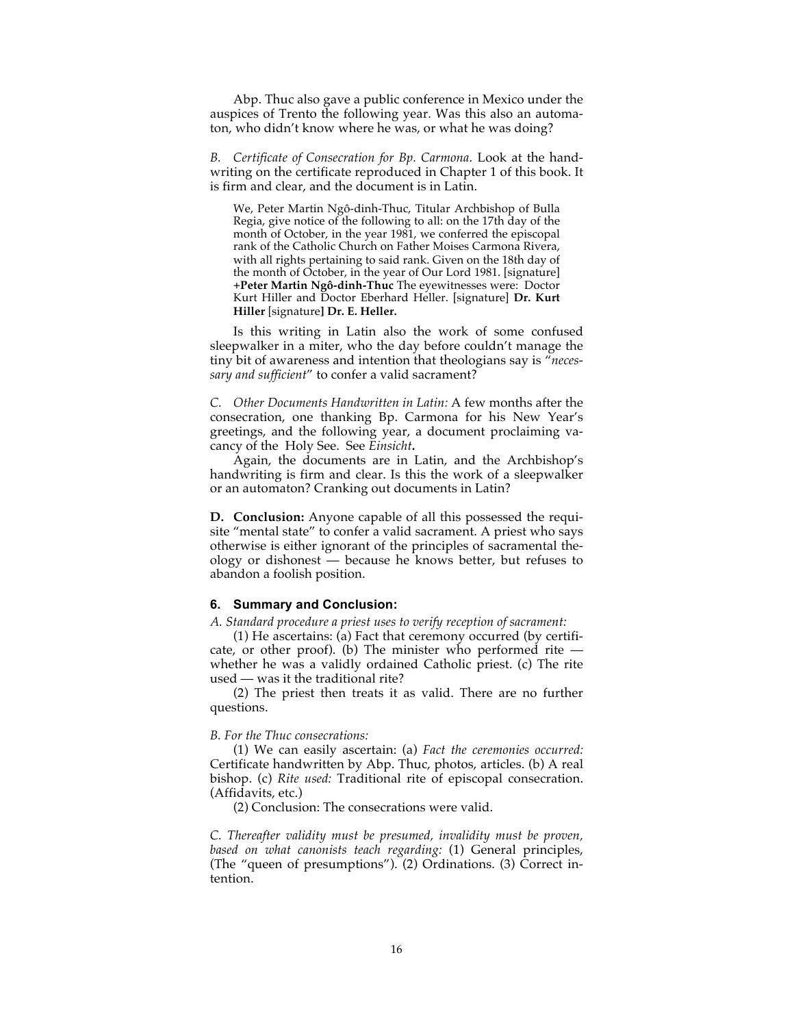Abp. Thuc also gave a public conference in Mexico under the auspices of Trento the following year. Was this also an automaton, who didn't know where he was, or what he was doing?

*B. Certificate of Consecration for Bp. Carmona.* Look at the handwriting on the certificate reproduced in Chapter 1 of this book. It is firm and clear, and the document is in Latin.

> We, Peter Martin Ngô-dinh-Thuc, Titular Archbishop of Bulla Regia, give notice of the following to all: on the 17th day of the month of October, in the year 1981, we conferred the episcopal rank of the Catholic Church on Father Moises Carmona Rivera, with all rights pertaining to said rank. Given on the 18th day of the month of October, in the year of Our Lord 1981. [signature] **+Peter Martin Ngô-dinh-Thuc** The eyewitnesses were: Doctor Kurt Hiller and Doctor Eberhard Heller. [signature] **Dr. Kurt Hiller** [signature**] Dr. E. Heller.**

Is this writing in Latin also the work of some confused sleepwalker in a miter, who the day before couldn't manage the tiny bit of awareness and intention that theologians say is "*necessary and sufficient*" to confer a valid sacrament?

*C. Other Documents Handwritten in Latin:* A few months after the consecration, one thanking Bp. Carmona for his New Year's greetings, and the following year, a document proclaiming vacancy of the Holy See. See *Einsicht***.**

Again, the documents are in Latin, and the Archbishop's handwriting is firm and clear. Is this the work of a sleepwalker or an automaton? Cranking out documents in Latin?

**D. Conclusion:** Anyone capable of all this possessed the requisite "mental state" to confer a valid sacrament. A priest who says otherwise is either ignorant of the principles of sacramental theology or dishonest — because he knows better, but refuses to abandon a foolish position.

### 6. Summary and Conclusion:

*A. Standard procedure a priest uses to verify reception of sacrament:*

(1) He ascertains: (a) Fact that ceremony occurred (by certificate, or other proof). (b) The minister who performed rite — whether he was a validly ordained Catholic priest. (c) The rite used — was it the traditional rite?

(2) The priest then treats it as valid. There are no further questions.

*B. For the Thuc consecrations:*

(1) We can easily ascertain: (a) *Fact the ceremonies occurred:* Certificate handwritten by Abp. Thuc, photos, articles. (b) A real bishop. (c) *Rite used:* Traditional rite of episcopal consecration. (Affidavits, etc.)

(2) Conclusion: The consecrations were valid.

*C. Thereafter validity must be presumed, invalidity must be proven, based on what canonists teach regarding:* (1) General principles, (The "queen of presumptions"). (2) Ordinations. (3) Correct intention.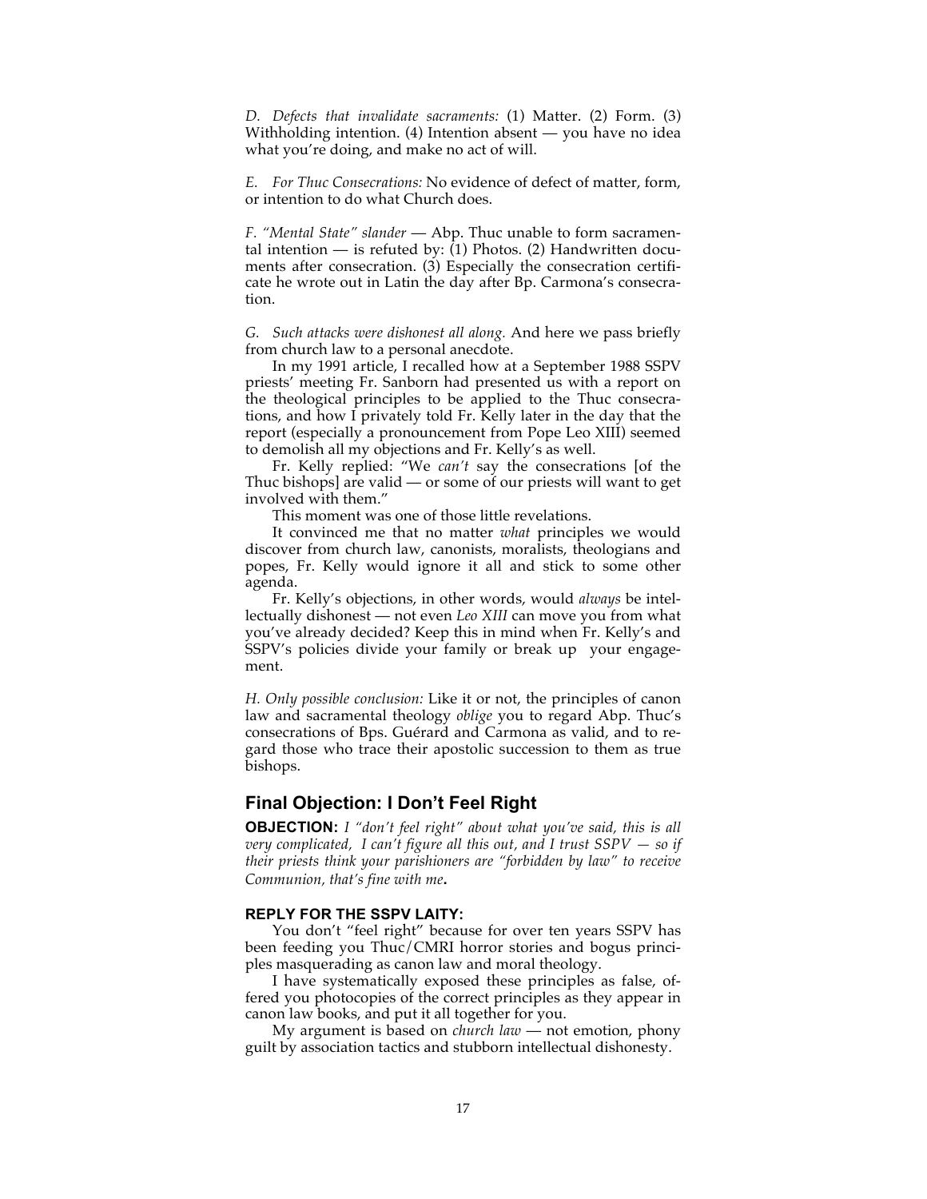*D. Defects that invalidate sacraments:* (1) Matter. (2) Form. (3) Withholding intention. (4) Intention absent — you have no idea what you're doing, and make no act of will.

*E. For Thuc Consecrations:* No evidence of defect of matter, form, or intention to do what Church does.

*F. "Mental State" slander* — Abp. Thuc unable to form sacramental intention — is refuted by: (1) Photos. (2) Handwritten documents after consecration. (3) Especially the consecration certificate he wrote out in Latin the day after Bp. Carmona's consecration.

*G. Such attacks were dishonest all along.* And here we pass briefly from church law to a personal anecdote.

In my 1991 article, I recalled how at a September 1988 SSPV priests' meeting Fr. Sanborn had presented us with a report on the theological principles to be applied to the Thuc consecrations, and how I privately told Fr. Kelly later in the day that the report (especially a pronouncement from Pope Leo XIII) seemed to demolish all my objections and Fr. Kelly's as well.

Fr. Kelly replied: "We *can't* say the consecrations [of the Thuc bishops] are valid — or some of our priests will want to get involved with them."

This moment was one of those little revelations.

It convinced me that no matter *what* principles we would discover from church law, canonists, moralists, theologians and popes, Fr. Kelly would ignore it all and stick to some other agenda.

Fr. Kelly's objections, in other words, would *always* be intellectually dishonest — not even *Leo XIII* can move you from what you've already decided? Keep this in mind when Fr. Kelly's and SSPV's policies divide your family or break up your engagement.

*H. Only possible conclusion:* Like it or not, the principles of canon law and sacramental theology *oblige* you to regard Abp. Thuc's consecrations of Bps. Guérard and Carmona as valid, and to regard those who trace their apostolic succession to them as true bishops.

## Final Objection: I Don't Feel Right

**OBJECTION:** *I "don't feel right" about what you've said, this is all very complicated, I can't figure all this out, and I trust SSPV — so if their priests think your parishioners are "forbidden by law" to receive Communion, that's fine with me.*

### REPLY FOR THE SSPV LAITY:

You don't "feel right" because for over ten years SSPV has been feeding you Thuc/CMRI horror stories and bogus principles masquerading as canon law and moral theology.

I have systematically exposed these principles as false, offered you photocopies of the correct principles as they appear in canon law books, and put it all together for you.

My argument is based on *church law* — not emotion, phony guilt by association tactics and stubborn intellectual dishonesty.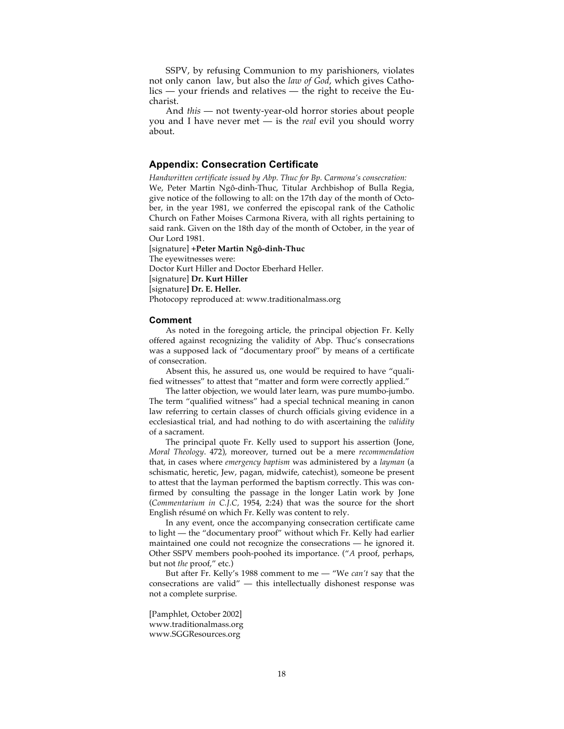SSPV, by refusing Communion to my parishioners, violates not only canon law, but also the *law of God*, which gives Catholics — your friends and relatives — the right to receive the Eucharist.

And *this* — not twenty-year-old horror stories about people you and I have never met — is the *real* evil you should worry about.

## Appendix: Consecration Certificate

*Handwritten certificate issued by Abp. Thuc for Bp. Carmona's consecration:*

We, Peter Martin Ngô-dinh-Thuc, Titular Archbishop of Bulla Regia, give notice of the following to all: on the 17th day of the month of October, in the year 1981, we conferred the episcopal rank of the Catholic Church on Father Moises Carmona Rivera, with all rights pertaining to said rank. Given on the 18th day of the month of October, in the year of Our Lord 1981.

[signature] **+Peter Martin Ngô-dinh-Thuc**

The eyewitnesses were:

Doctor Kurt Hiller and Doctor Eberhard Heller.

[signature] **Dr. Kurt Hiller**

[signature] **Dr. E. Heller.**

Photocopy reproduced at: www.traditionalmass.org

### Comment

As noted in the foregoing article, the principal objection Fr. Kelly offered against recognizing the validity of Abp. Thuc's consecrations was a supposed lack of "documentary proof" by means of a certificate of consecration.

Absent this, he assured us, one would be required to have "qualified witnesses" to attest that "matter and form were correctly applied."

The latter objection, we would later learn, was pure mumbo-jumbo. The term "qualified witness" had a special technical meaning in canon law referring to certain classes of church officials giving evidence in a ecclesiastical trial, and had nothing to do with ascertaining the *validity* of a sacrament.

The principal quote Fr. Kelly used to support his assertion (Jone, *Moral Theology*. 472), moreover, turned out be a mere *recommendation* that, in cases where *emergency baptism* was administered by a *layman* (a schismatic, heretic, Jew, pagan, midwife, catechist), someone be present to attest that the layman performed the baptism correctly. This was confirmed by consulting the passage in the longer Latin work by Jone (*Commentarium in C.J.C,* 1954, 2:24) that was the source for the short English résumé on which Fr. Kelly was content to rely.

In any event, once the accompanying consecration certificate came to light — the "documentary proof" without which Fr. Kelly had earlier maintained one could not recognize the consecrations — he ignored it. Other SSPV members pooh-poohed its importance. ("*A* proof, perhaps, but not *the* proof," etc.)

But after Fr. Kelly's 1988 comment to me — "We *can't* say that the consecrations are valid" — this intellectually dishonest response was not a complete surprise.

[Pamphlet, October 2002]
www.traditionalmass.org
www.SGGResources.org